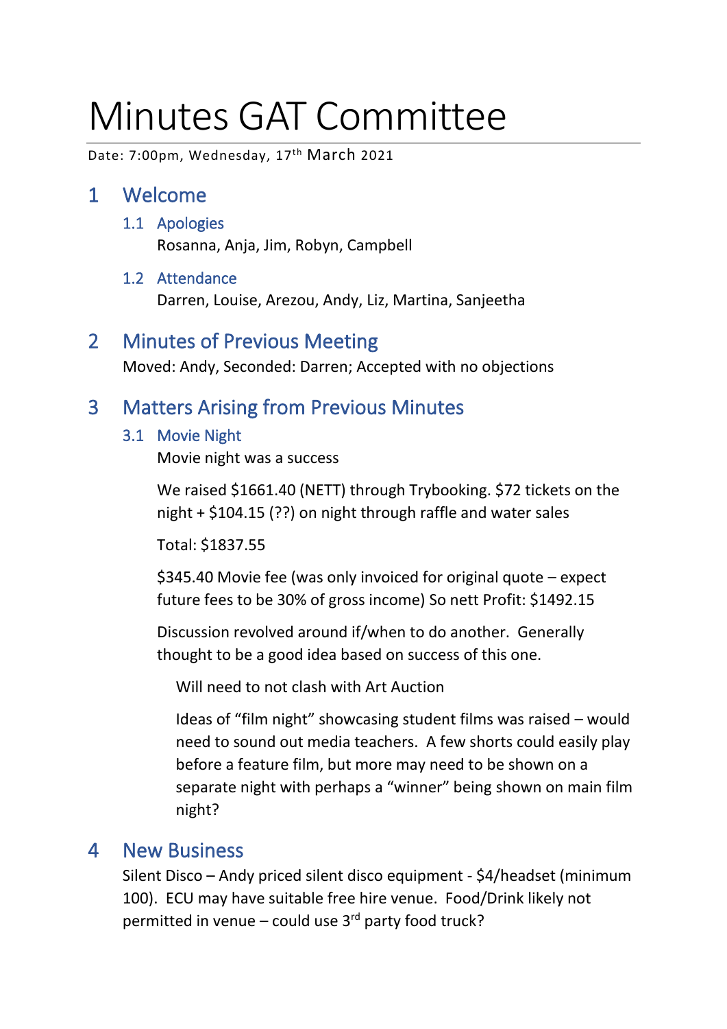# Minutes GAT Committee

Date: 7:00pm, Wednesday, 17th March 2021

## 1 Welcome

### 1.1 Apologies

Rosanna, Anja, Jim, Robyn, Campbell

### 1.2 Attendance

Darren, Louise, Arezou, Andy, Liz, Martina, Sanjeetha

## 2 Minutes of Previous Meeting

Moved: Andy, Seconded: Darren; Accepted with no objections

## 3 Matters Arising from Previous Minutes

### 3.1 Movie Night

Movie night was a success

We raised $1661.40 (NETT) through Trybooking. $72 tickets on the night + $104.15 (??) on night through raffle and water sales

Total: $1837.55

$345.40 Movie fee (was only invoiced for original quote – expect future fees to be 30% of gross income) So nett Profit: $1492.15

Discussion revolved around if/when to do another. Generally thought to be a good idea based on success of this one.

> Will need to not clash with Art Auction
>
> Ideas of "film night" showcasing student films was raised – would need to sound out media teachers. A few shorts could easily play before a feature film, but more may need to be shown on a separate night with perhaps a "winner" being shown on main film night?

## 4 New Business

Silent Disco – Andy priced silent disco equipment - $4/headset (minimum 100). ECU may have suitable free hire venue. Food/Drink likely not permitted in venue – could use 3rd party food truck?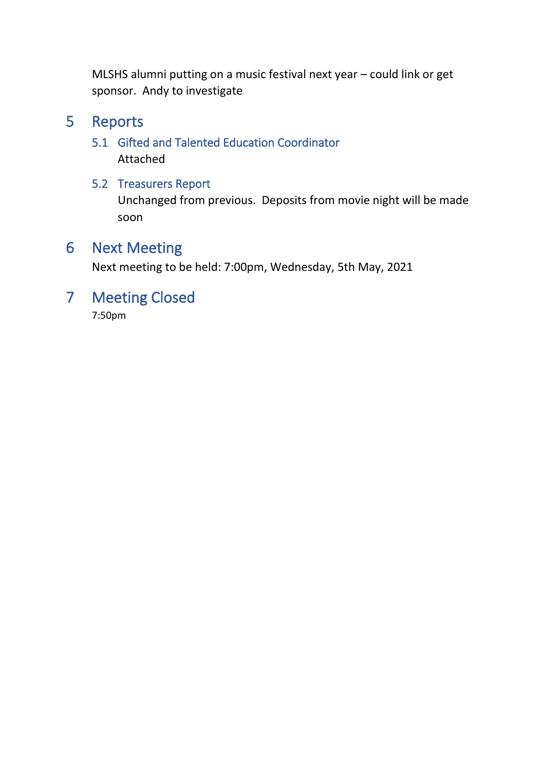MLSHS alumni putting on a music festival next year – could link or get sponsor.  Andy to investigate

# 5 Reports

## 5.1 Gifted and Talented Education Coordinator

Attached

## 5.2 Treasurers Report

Unchanged from previous.  Deposits from movie night will be made soon

# 6 Next Meeting

Next meeting to be held: 7:00pm, Wednesday, 5th May, 2021

# 7 Meeting Closed

7:50pm